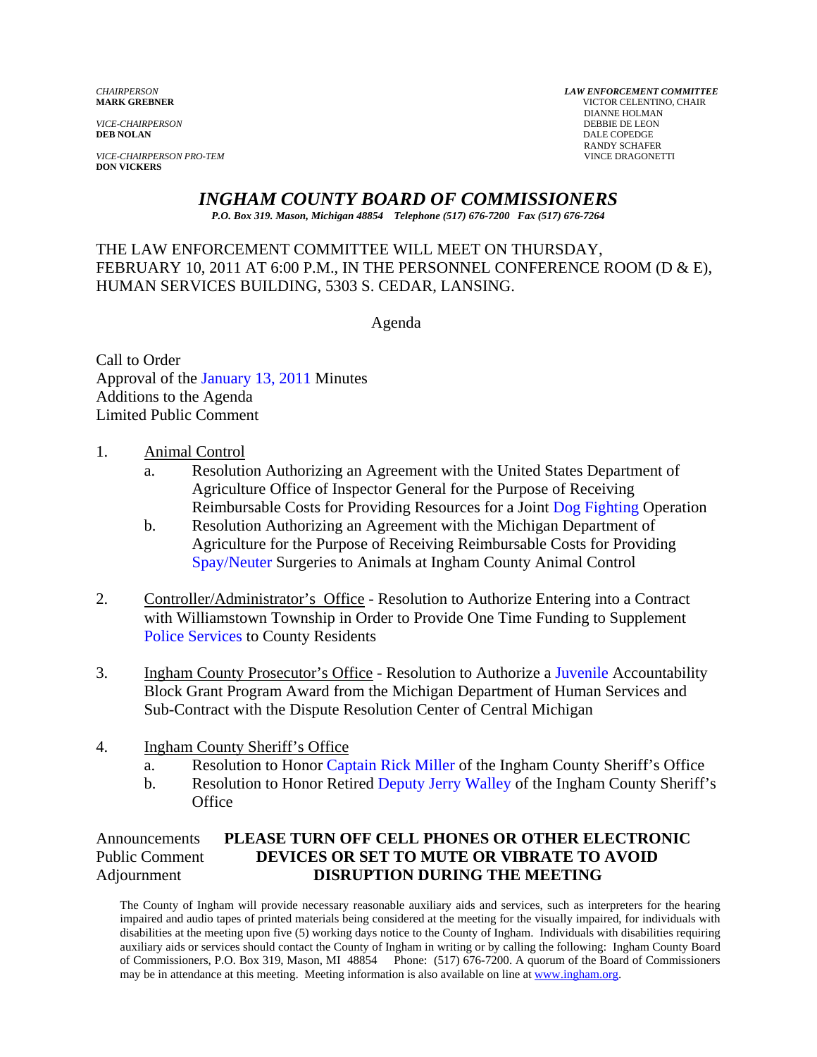*CHAIRPERSON*
**MARK GREBNER**

*VICE-CHAIRPERSON*
**DEB NOLAN**

*VICE-CHAIRPERSON PRO-TEM*
**DON VICKERS**

*LAW ENFORCEMENT COMMITTEE*
VICTOR CELENTINO, CHAIR
DIANNE HOLMAN
DEBBIE DE LEON
DALE COPEDGE
RANDY SCHAFER
VINCE DRAGONETTI

# *INGHAM COUNTY BOARD OF COMMISSIONERS*

*P.O. Box 319. Mason, Michigan 48854 Telephone (517) 676-7200 Fax (517) 676-7264*

THE LAW ENFORCEMENT COMMITTEE WILL MEET ON THURSDAY, FEBRUARY 10, 2011 AT 6:00 P.M., IN THE PERSONNEL CONFERENCE ROOM (D & E), HUMAN SERVICES BUILDING, 5303 S. CEDAR, LANSING.

Agenda

Call to Order
Approval of the January 13, 2011 Minutes
Additions to the Agenda
Limited Public Comment

1. Animal Control
   a. Resolution Authorizing an Agreement with the United States Department of Agriculture Office of Inspector General for the Purpose of Receiving Reimbursable Costs for Providing Resources for a Joint Dog Fighting Operation
   b. Resolution Authorizing an Agreement with the Michigan Department of Agriculture for the Purpose of Receiving Reimbursable Costs for Providing Spay/Neuter Surgeries to Animals at Ingham County Animal Control

2. Controller/Administrator's Office - Resolution to Authorize Entering into a Contract with Williamstown Township in Order to Provide One Time Funding to Supplement Police Services to County Residents

3. Ingham County Prosecutor's Office - Resolution to Authorize a Juvenile Accountability Block Grant Program Award from the Michigan Department of Human Services and Sub-Contract with the Dispute Resolution Center of Central Michigan

4. Ingham County Sheriff's Office
   a. Resolution to Honor Captain Rick Miller of the Ingham County Sheriff's Office
   b. Resolution to Honor Retired Deputy Jerry Walley of the Ingham County Sheriff's Office

Announcements
Public Comment
Adjournment

**PLEASE TURN OFF CELL PHONES OR OTHER ELECTRONIC DEVICES OR SET TO MUTE OR VIBRATE TO AVOID DISRUPTION DURING THE MEETING**

The County of Ingham will provide necessary reasonable auxiliary aids and services, such as interpreters for the hearing impaired and audio tapes of printed materials being considered at the meeting for the visually impaired, for individuals with disabilities at the meeting upon five (5) working days notice to the County of Ingham. Individuals with disabilities requiring auxiliary aids or services should contact the County of Ingham in writing or by calling the following: Ingham County Board of Commissioners, P.O. Box 319, Mason, MI 48854 Phone: (517) 676-7200. A quorum of the Board of Commissioners may be in attendance at this meeting. Meeting information is also available on line at www.ingham.org.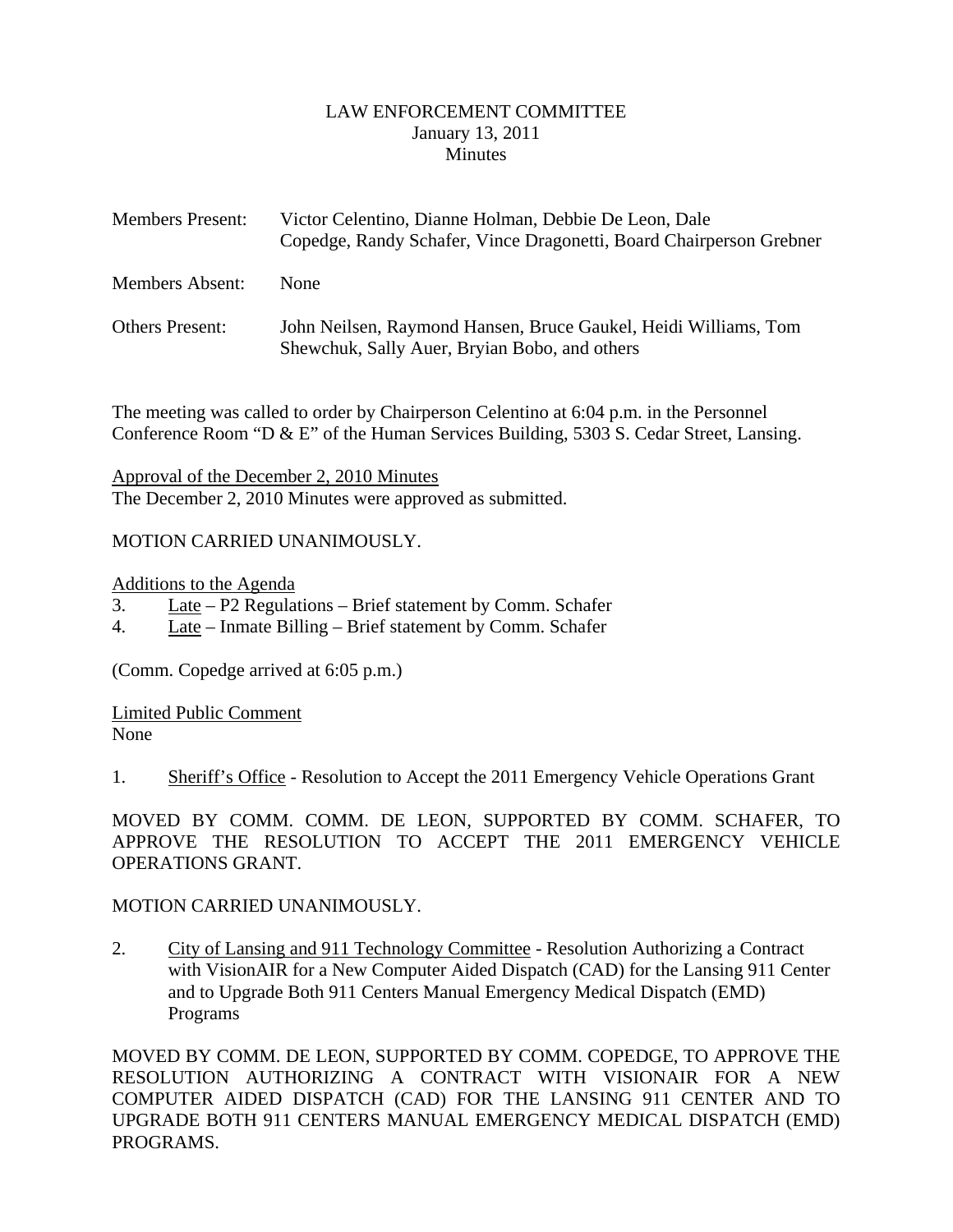# LAW ENFORCEMENT COMMITTEE
January 13, 2011
Minutes

| | |
|---|---|
| Members Present: | Victor Celentino, Dianne Holman, Debbie De Leon, Dale Copedge, Randy Schafer, Vince Dragonetti, Board Chairperson Grebner |
| Members Absent: | None |
| Others Present: | John Neilsen, Raymond Hansen, Bruce Gaukel, Heidi Williams, Tom Shewchuk, Sally Auer, Bryian Bobo, and others |

The meeting was called to order by Chairperson Celentino at 6:04 p.m. in the Personnel Conference Room "D & E" of the Human Services Building, 5303 S. Cedar Street, Lansing.

Approval of the December 2, 2010 Minutes
The December 2, 2010 Minutes were approved as submitted.

MOTION CARRIED UNANIMOUSLY.

Additions to the Agenda
3. Late – P2 Regulations – Brief statement by Comm. Schafer
4. Late – Inmate Billing – Brief statement by Comm. Schafer

(Comm. Copedge arrived at 6:05 p.m.)

Limited Public Comment
None

1. Sheriff's Office - Resolution to Accept the 2011 Emergency Vehicle Operations Grant

MOVED BY COMM. COMM. DE LEON, SUPPORTED BY COMM. SCHAFER, TO APPROVE THE RESOLUTION TO ACCEPT THE 2011 EMERGENCY VEHICLE OPERATIONS GRANT.

MOTION CARRIED UNANIMOUSLY.

2. City of Lansing and 911 Technology Committee - Resolution Authorizing a Contract with VisionAIR for a New Computer Aided Dispatch (CAD) for the Lansing 911 Center and to Upgrade Both 911 Centers Manual Emergency Medical Dispatch (EMD) Programs

MOVED BY COMM. DE LEON, SUPPORTED BY COMM. COPEDGE, TO APPROVE THE RESOLUTION AUTHORIZING A CONTRACT WITH VISIONAIR FOR A NEW COMPUTER AIDED DISPATCH (CAD) FOR THE LANSING 911 CENTER AND TO UPGRADE BOTH 911 CENTERS MANUAL EMERGENCY MEDICAL DISPATCH (EMD) PROGRAMS.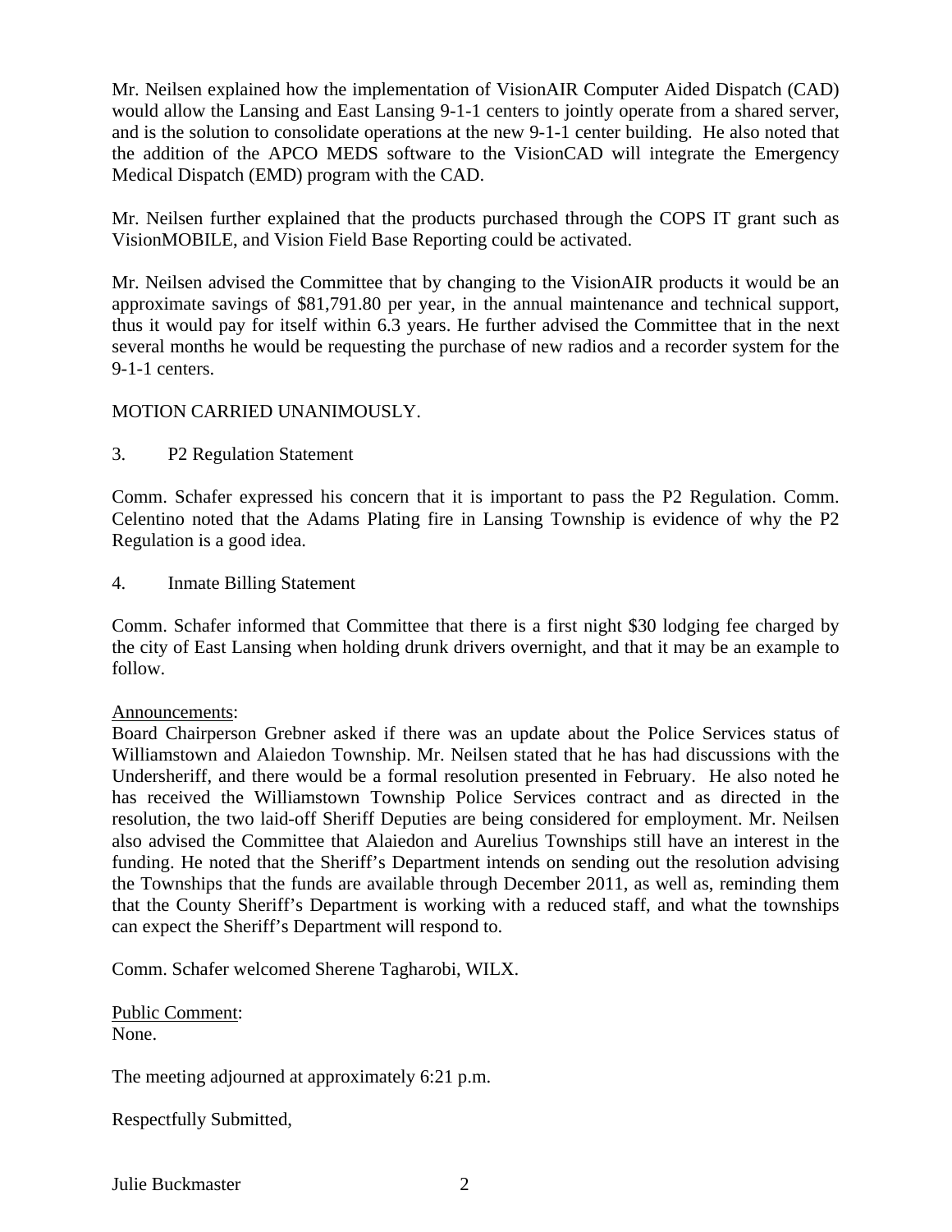Mr. Neilsen explained how the implementation of VisionAIR Computer Aided Dispatch (CAD) would allow the Lansing and East Lansing 9-1-1 centers to jointly operate from a shared server, and is the solution to consolidate operations at the new 9-1-1 center building. He also noted that the addition of the APCO MEDS software to the VisionCAD will integrate the Emergency Medical Dispatch (EMD) program with the CAD.

Mr. Neilsen further explained that the products purchased through the COPS IT grant such as VisionMOBILE, and Vision Field Base Reporting could be activated.

Mr. Neilsen advised the Committee that by changing to the VisionAIR products it would be an approximate savings of $81,791.80 per year, in the annual maintenance and technical support, thus it would pay for itself within 6.3 years. He further advised the Committee that in the next several months he would be requesting the purchase of new radios and a recorder system for the 9-1-1 centers.

MOTION CARRIED UNANIMOUSLY.

3. P2 Regulation Statement

Comm. Schafer expressed his concern that it is important to pass the P2 Regulation. Comm. Celentino noted that the Adams Plating fire in Lansing Township is evidence of why the P2 Regulation is a good idea.

4. Inmate Billing Statement

Comm. Schafer informed that Committee that there is a first night $30 lodging fee charged by the city of East Lansing when holding drunk drivers overnight, and that it may be an example to follow.

Announcements:
Board Chairperson Grebner asked if there was an update about the Police Services status of Williamstown and Alaiedon Township. Mr. Neilsen stated that he has had discussions with the Undersheriff, and there would be a formal resolution presented in February. He also noted he has received the Williamstown Township Police Services contract and as directed in the resolution, the two laid-off Sheriff Deputies are being considered for employment. Mr. Neilsen also advised the Committee that Alaiedon and Aurelius Townships still have an interest in the funding. He noted that the Sheriff's Department intends on sending out the resolution advising the Townships that the funds are available through December 2011, as well as, reminding them that the County Sheriff's Department is working with a reduced staff, and what the townships can expect the Sheriff's Department will respond to.

Comm. Schafer welcomed Sherene Tagharobi, WILX.

Public Comment:
None.

The meeting adjourned at approximately 6:21 p.m.

Respectfully Submitted,

Julie Buckmaster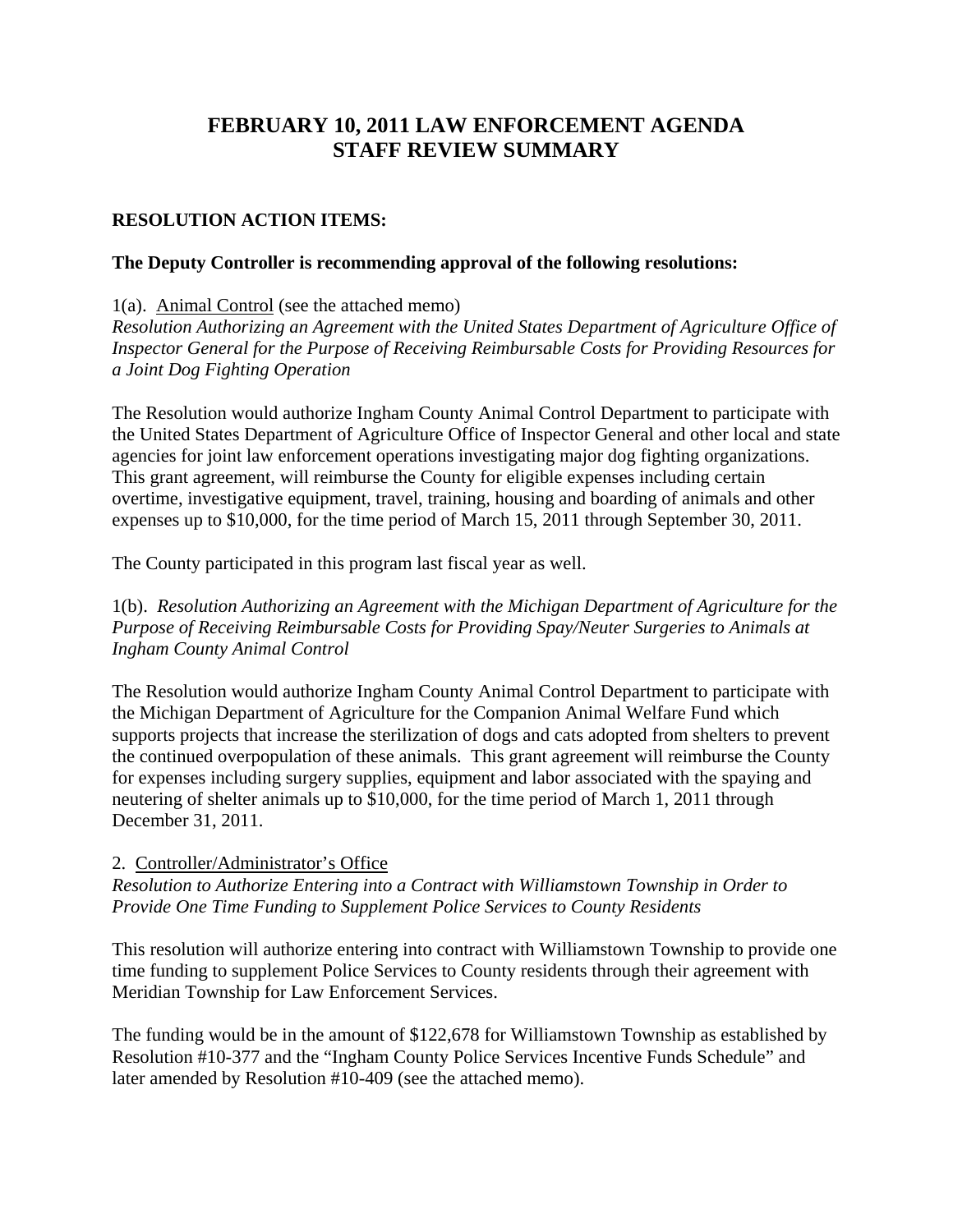# FEBRUARY 10, 2011 LAW ENFORCEMENT AGENDA STAFF REVIEW SUMMARY

## RESOLUTION ACTION ITEMS:

**The Deputy Controller is recommending approval of the following resolutions:**

1(a). Animal Control (see the attached memo)
*Resolution Authorizing an Agreement with the United States Department of Agriculture Office of Inspector General for the Purpose of Receiving Reimbursable Costs for Providing Resources for a Joint Dog Fighting Operation*

The Resolution would authorize Ingham County Animal Control Department to participate with the United States Department of Agriculture Office of Inspector General and other local and state agencies for joint law enforcement operations investigating major dog fighting organizations. This grant agreement, will reimburse the County for eligible expenses including certain overtime, investigative equipment, travel, training, housing and boarding of animals and other expenses up to $10,000, for the time period of March 15, 2011 through September 30, 2011.

The County participated in this program last fiscal year as well.

1(b). *Resolution Authorizing an Agreement with the Michigan Department of Agriculture for the Purpose of Receiving Reimbursable Costs for Providing Spay/Neuter Surgeries to Animals at Ingham County Animal Control*

The Resolution would authorize Ingham County Animal Control Department to participate with the Michigan Department of Agriculture for the Companion Animal Welfare Fund which supports projects that increase the sterilization of dogs and cats adopted from shelters to prevent the continued overpopulation of these animals. This grant agreement will reimburse the County for expenses including surgery supplies, equipment and labor associated with the spaying and neutering of shelter animals up to $10,000, for the time period of March 1, 2011 through December 31, 2011.

2. Controller/Administrator's Office
*Resolution to Authorize Entering into a Contract with Williamstown Township in Order to Provide One Time Funding to Supplement Police Services to County Residents*

This resolution will authorize entering into contract with Williamstown Township to provide one time funding to supplement Police Services to County residents through their agreement with Meridian Township for Law Enforcement Services.

The funding would be in the amount of $122,678 for Williamstown Township as established by Resolution #10-377 and the "Ingham County Police Services Incentive Funds Schedule" and later amended by Resolution #10-409 (see the attached memo).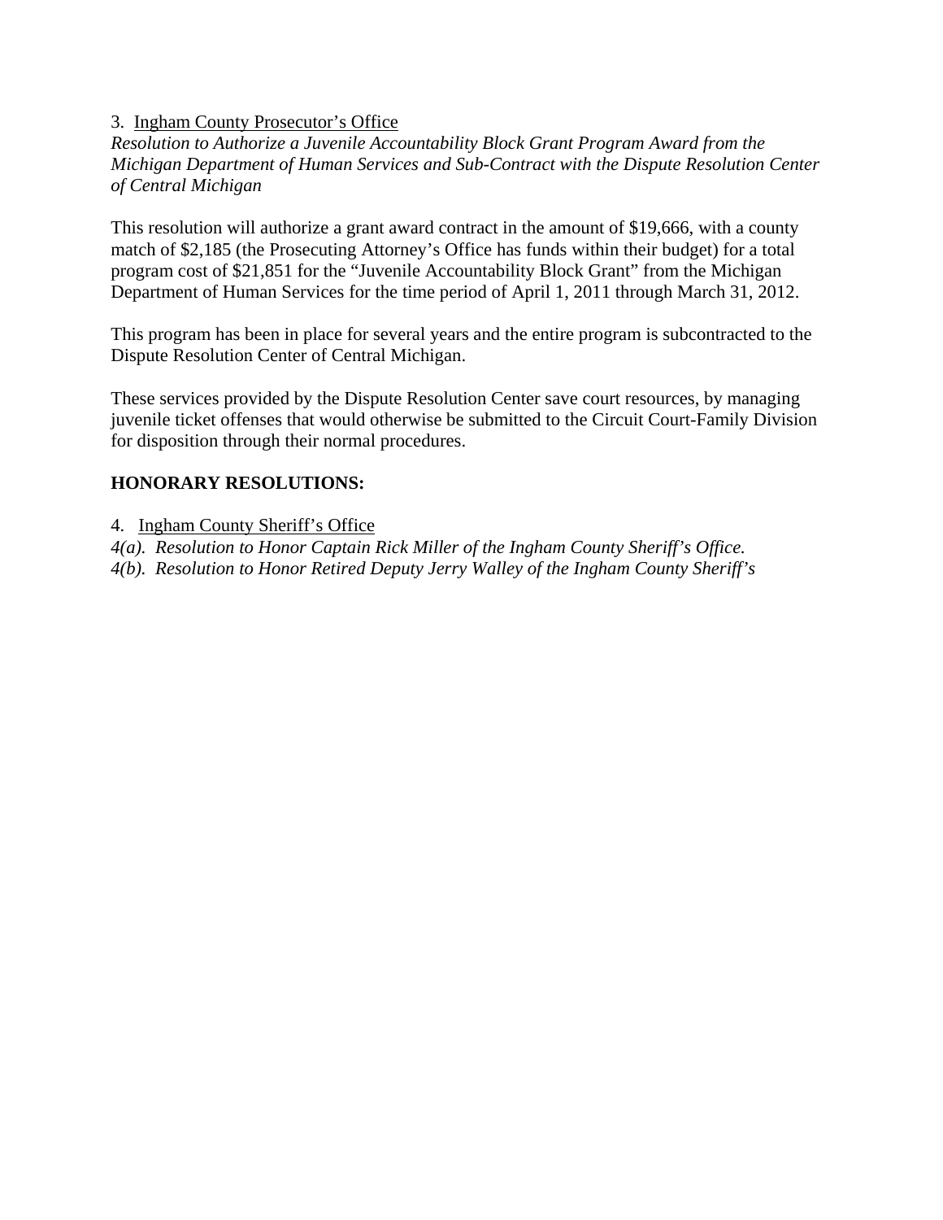3. <u>Ingham County Prosecutor's Office</u>
*Resolution to Authorize a Juvenile Accountability Block Grant Program Award from the Michigan Department of Human Services and Sub-Contract with the Dispute Resolution Center of Central Michigan*

This resolution will authorize a grant award contract in the amount of $19,666, with a county match of $2,185 (the Prosecuting Attorney's Office has funds within their budget) for a total program cost of $21,851 for the "Juvenile Accountability Block Grant" from the Michigan Department of Human Services for the time period of April 1, 2011 through March 31, 2012.

This program has been in place for several years and the entire program is subcontracted to the Dispute Resolution Center of Central Michigan.

These services provided by the Dispute Resolution Center save court resources, by managing juvenile ticket offenses that would otherwise be submitted to the Circuit Court-Family Division for disposition through their normal procedures.

**HONORARY RESOLUTIONS:**

4. <u>Ingham County Sheriff's Office</u>
*4(a). Resolution to Honor Captain Rick Miller of the Ingham County Sheriff's Office.*
*4(b). Resolution to Honor Retired Deputy Jerry Walley of the Ingham County Sheriff's*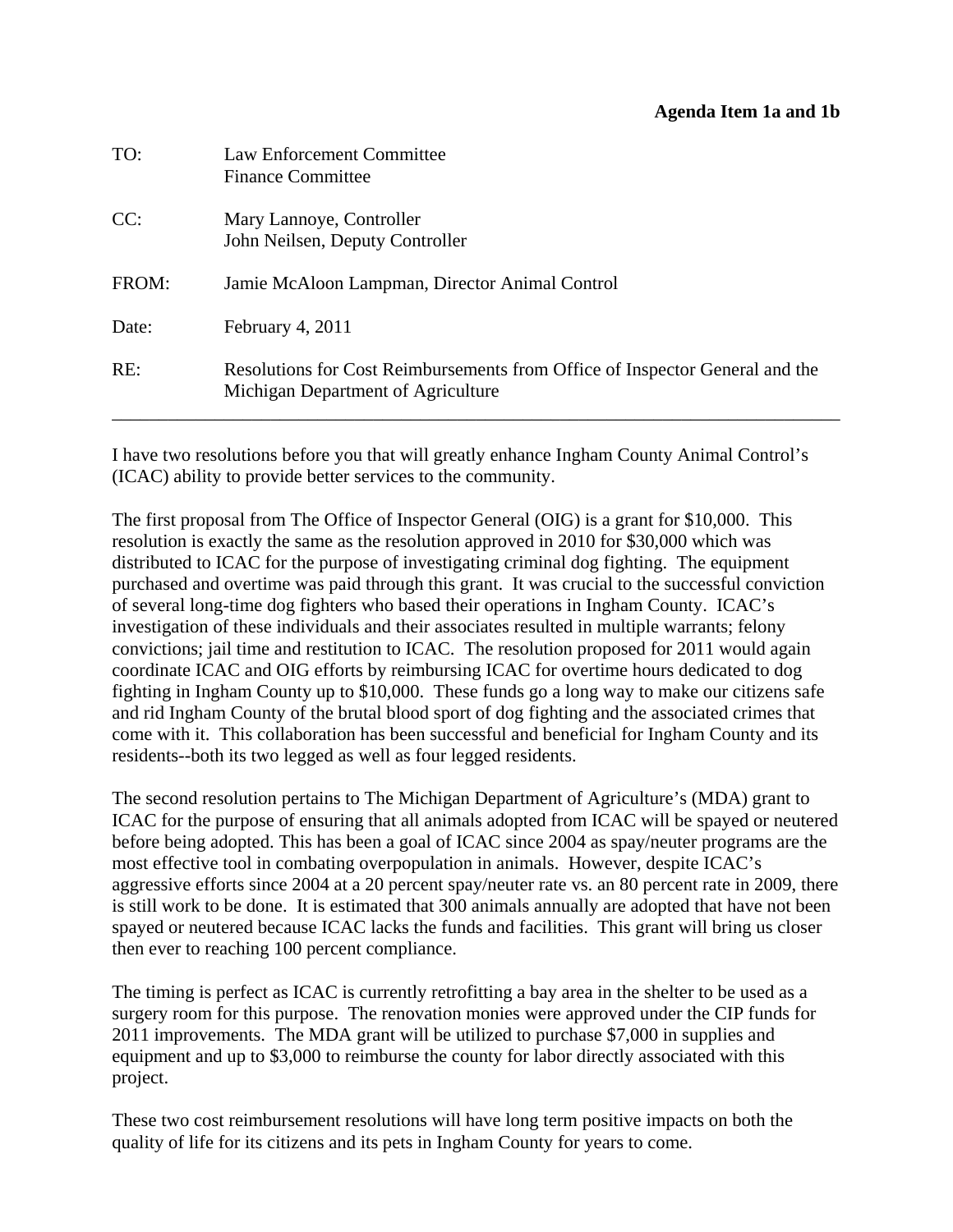**Agenda Item 1a and 1b**

| | |
|---|---|
| TO: | Law Enforcement Committee<br>Finance Committee |
| CC: | Mary Lannoye, Controller<br>John Neilsen, Deputy Controller |
| FROM: | Jamie McAloon Lampman, Director Animal Control |
| Date: | February 4, 2011 |
| RE: | Resolutions for Cost Reimbursements from Office of Inspector General and the Michigan Department of Agriculture |

---

I have two resolutions before you that will greatly enhance Ingham County Animal Control's (ICAC) ability to provide better services to the community.

The first proposal from The Office of Inspector General (OIG) is a grant for $10,000. This resolution is exactly the same as the resolution approved in 2010 for $30,000 which was distributed to ICAC for the purpose of investigating criminal dog fighting. The equipment purchased and overtime was paid through this grant. It was crucial to the successful conviction of several long-time dog fighters who based their operations in Ingham County. ICAC's investigation of these individuals and their associates resulted in multiple warrants; felony convictions; jail time and restitution to ICAC. The resolution proposed for 2011 would again coordinate ICAC and OIG efforts by reimbursing ICAC for overtime hours dedicated to dog fighting in Ingham County up to $10,000. These funds go a long way to make our citizens safe and rid Ingham County of the brutal blood sport of dog fighting and the associated crimes that come with it. This collaboration has been successful and beneficial for Ingham County and its residents--both its two legged as well as four legged residents.

The second resolution pertains to The Michigan Department of Agriculture's (MDA) grant to ICAC for the purpose of ensuring that all animals adopted from ICAC will be spayed or neutered before being adopted. This has been a goal of ICAC since 2004 as spay/neuter programs are the most effective tool in combating overpopulation in animals. However, despite ICAC's aggressive efforts since 2004 at a 20 percent spay/neuter rate vs. an 80 percent rate in 2009, there is still work to be done. It is estimated that 300 animals annually are adopted that have not been spayed or neutered because ICAC lacks the funds and facilities. This grant will bring us closer then ever to reaching 100 percent compliance.

The timing is perfect as ICAC is currently retrofitting a bay area in the shelter to be used as a surgery room for this purpose. The renovation monies were approved under the CIP funds for 2011 improvements. The MDA grant will be utilized to purchase $7,000 in supplies and equipment and up to $3,000 to reimburse the county for labor directly associated with this project.

These two cost reimbursement resolutions will have long term positive impacts on both the quality of life for its citizens and its pets in Ingham County for years to come.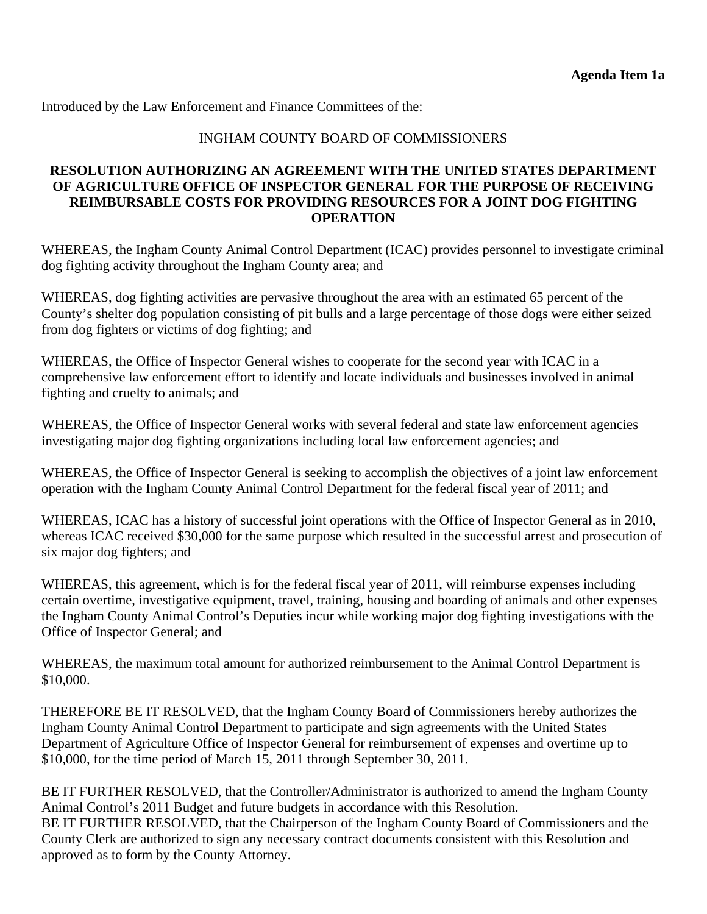**Agenda Item 1a**

Introduced by the Law Enforcement and Finance Committees of the:

INGHAM COUNTY BOARD OF COMMISSIONERS

**RESOLUTION AUTHORIZING AN AGREEMENT WITH THE UNITED STATES DEPARTMENT OF AGRICULTURE OFFICE OF INSPECTOR GENERAL FOR THE PURPOSE OF RECEIVING REIMBURSABLE COSTS FOR PROVIDING RESOURCES FOR A JOINT DOG FIGHTING OPERATION**

WHEREAS, the Ingham County Animal Control Department (ICAC) provides personnel to investigate criminal dog fighting activity throughout the Ingham County area; and

WHEREAS, dog fighting activities are pervasive throughout the area with an estimated 65 percent of the County's shelter dog population consisting of pit bulls and a large percentage of those dogs were either seized from dog fighters or victims of dog fighting; and

WHEREAS, the Office of Inspector General wishes to cooperate for the second year with ICAC in a comprehensive law enforcement effort to identify and locate individuals and businesses involved in animal fighting and cruelty to animals; and

WHEREAS, the Office of Inspector General works with several federal and state law enforcement agencies investigating major dog fighting organizations including local law enforcement agencies; and

WHEREAS, the Office of Inspector General is seeking to accomplish the objectives of a joint law enforcement operation with the Ingham County Animal Control Department for the federal fiscal year of 2011; and

WHEREAS, ICAC has a history of successful joint operations with the Office of Inspector General as in 2010, whereas ICAC received $30,000 for the same purpose which resulted in the successful arrest and prosecution of six major dog fighters; and

WHEREAS, this agreement, which is for the federal fiscal year of 2011, will reimburse expenses including certain overtime, investigative equipment, travel, training, housing and boarding of animals and other expenses the Ingham County Animal Control's Deputies incur while working major dog fighting investigations with the Office of Inspector General; and

WHEREAS, the maximum total amount for authorized reimbursement to the Animal Control Department is $10,000.

THEREFORE BE IT RESOLVED, that the Ingham County Board of Commissioners hereby authorizes the Ingham County Animal Control Department to participate and sign agreements with the United States Department of Agriculture Office of Inspector General for reimbursement of expenses and overtime up to $10,000, for the time period of March 15, 2011 through September 30, 2011.

BE IT FURTHER RESOLVED, that the Controller/Administrator is authorized to amend the Ingham County Animal Control's 2011 Budget and future budgets in accordance with this Resolution.

BE IT FURTHER RESOLVED, that the Chairperson of the Ingham County Board of Commissioners and the County Clerk are authorized to sign any necessary contract documents consistent with this Resolution and approved as to form by the County Attorney.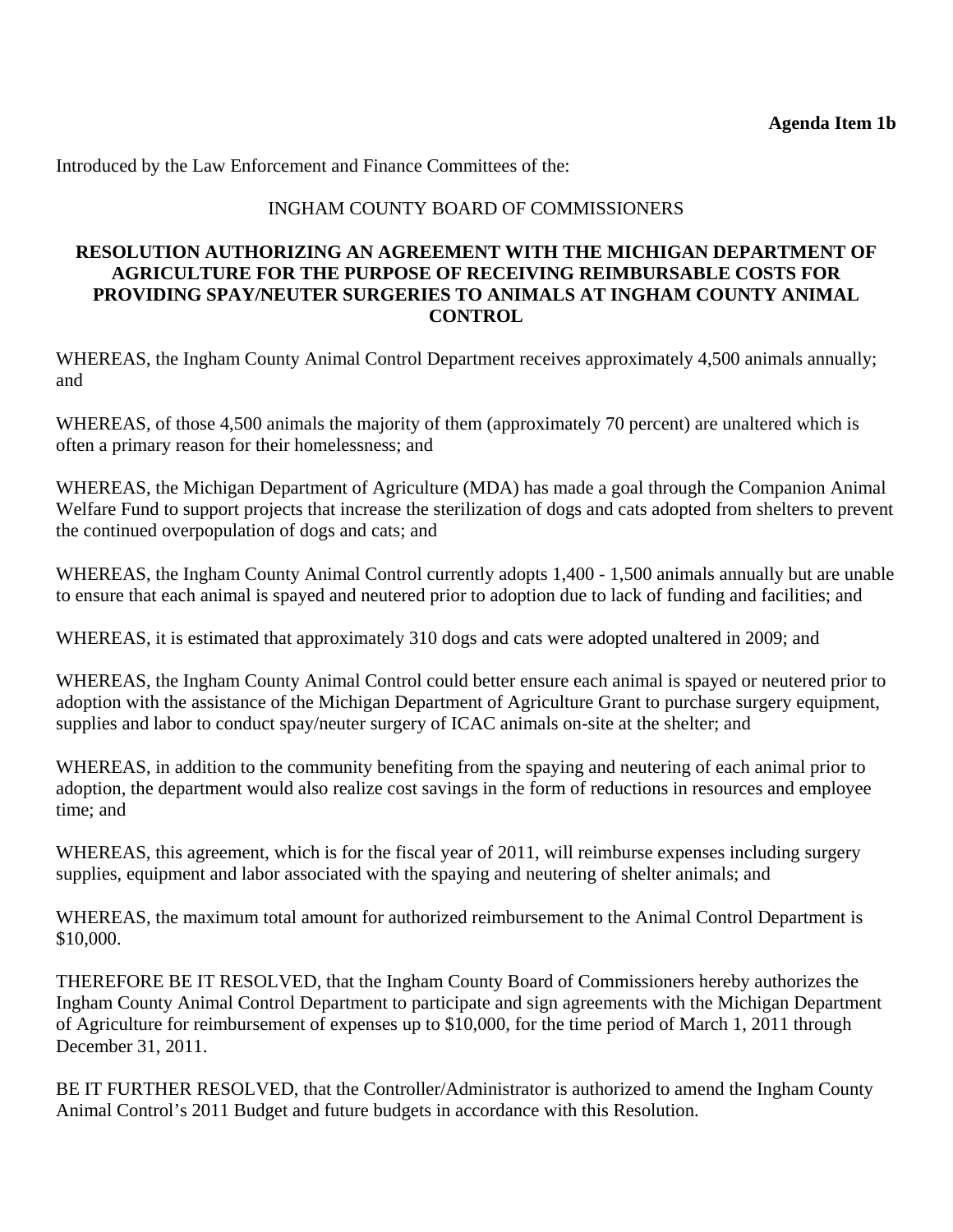**Agenda Item 1b**

Introduced by the Law Enforcement and Finance Committees of the:

INGHAM COUNTY BOARD OF COMMISSIONERS

**RESOLUTION AUTHORIZING AN AGREEMENT WITH THE MICHIGAN DEPARTMENT OF AGRICULTURE FOR THE PURPOSE OF RECEIVING REIMBURSABLE COSTS FOR PROVIDING SPAY/NEUTER SURGERIES TO ANIMALS AT INGHAM COUNTY ANIMAL CONTROL**

WHEREAS, the Ingham County Animal Control Department receives approximately 4,500 animals annually; and

WHEREAS, of those 4,500 animals the majority of them (approximately 70 percent) are unaltered which is often a primary reason for their homelessness; and

WHEREAS, the Michigan Department of Agriculture (MDA) has made a goal through the Companion Animal Welfare Fund to support projects that increase the sterilization of dogs and cats adopted from shelters to prevent the continued overpopulation of dogs and cats; and

WHEREAS, the Ingham County Animal Control currently adopts 1,400 - 1,500 animals annually but are unable to ensure that each animal is spayed and neutered prior to adoption due to lack of funding and facilities; and

WHEREAS, it is estimated that approximately 310 dogs and cats were adopted unaltered in 2009; and

WHEREAS, the Ingham County Animal Control could better ensure each animal is spayed or neutered prior to adoption with the assistance of the Michigan Department of Agriculture Grant to purchase surgery equipment, supplies and labor to conduct spay/neuter surgery of ICAC animals on-site at the shelter; and

WHEREAS, in addition to the community benefiting from the spaying and neutering of each animal prior to adoption, the department would also realize cost savings in the form of reductions in resources and employee time; and

WHEREAS, this agreement, which is for the fiscal year of 2011, will reimburse expenses including surgery supplies, equipment and labor associated with the spaying and neutering of shelter animals; and

WHEREAS, the maximum total amount for authorized reimbursement to the Animal Control Department is $10,000.

THEREFORE BE IT RESOLVED, that the Ingham County Board of Commissioners hereby authorizes the Ingham County Animal Control Department to participate and sign agreements with the Michigan Department of Agriculture for reimbursement of expenses up to $10,000, for the time period of March 1, 2011 through December 31, 2011.

BE IT FURTHER RESOLVED, that the Controller/Administrator is authorized to amend the Ingham County Animal Control's 2011 Budget and future budgets in accordance with this Resolution.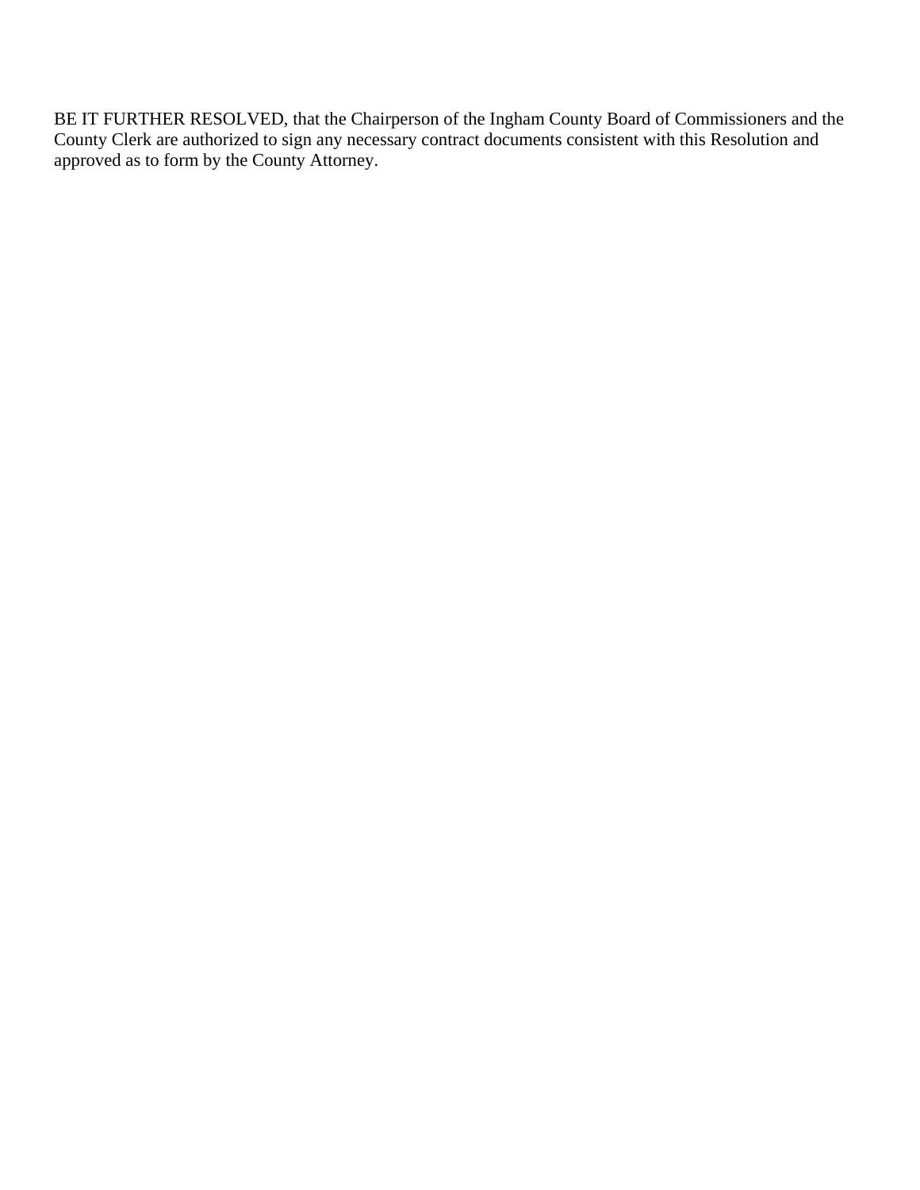BE IT FURTHER RESOLVED, that the Chairperson of the Ingham County Board of Commissioners and the County Clerk are authorized to sign any necessary contract documents consistent with this Resolution and approved as to form by the County Attorney.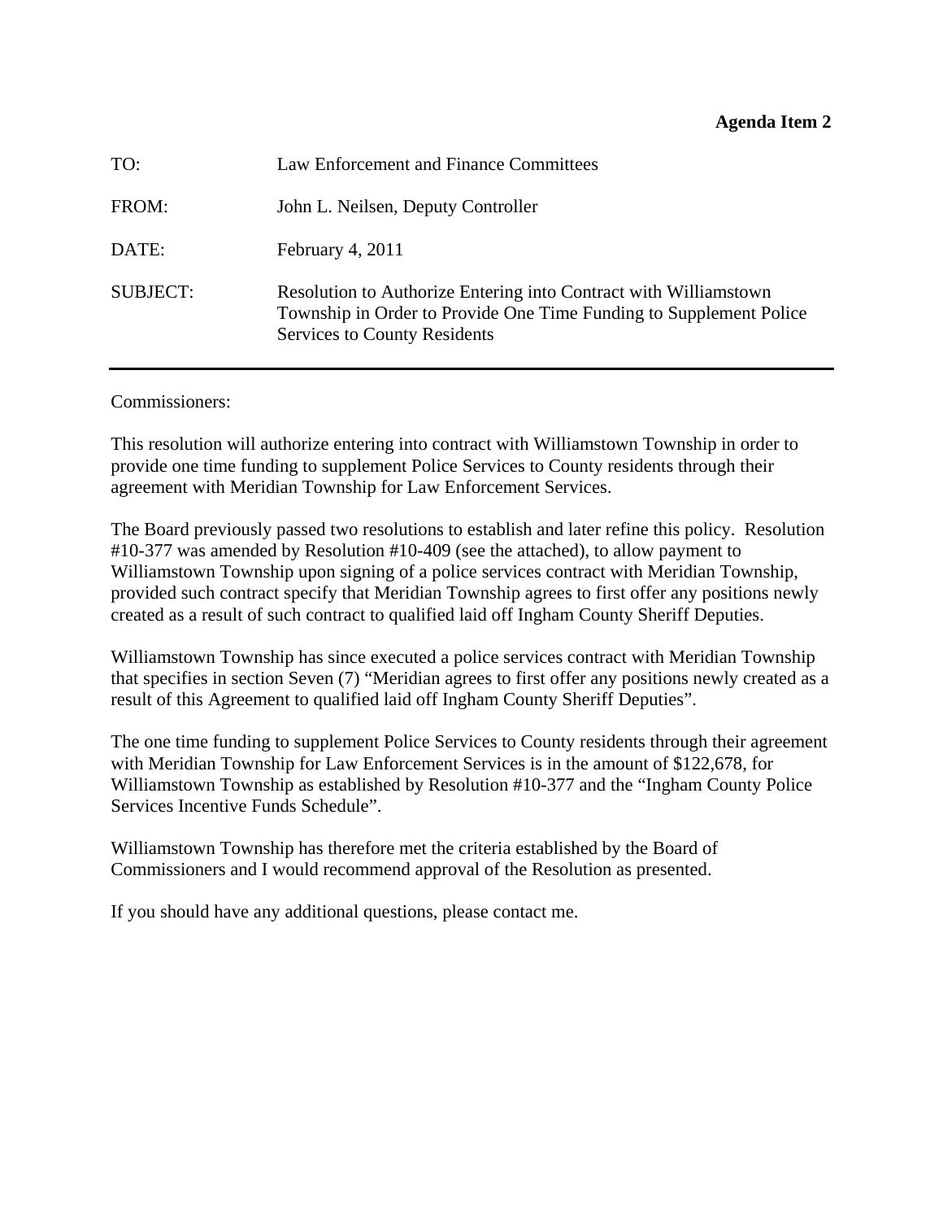**Agenda Item 2**

| | |
|---|---|
| TO: | Law Enforcement and Finance Committees |
| FROM: | John L. Neilsen, Deputy Controller |
| DATE: | February 4, 2011 |
| SUBJECT: | Resolution to Authorize Entering into Contract with Williamstown Township in Order to Provide One Time Funding to Supplement Police Services to County Residents |

---

Commissioners:

This resolution will authorize entering into contract with Williamstown Township in order to provide one time funding to supplement Police Services to County residents through their agreement with Meridian Township for Law Enforcement Services.

The Board previously passed two resolutions to establish and later refine this policy. Resolution #10-377 was amended by Resolution #10-409 (see the attached), to allow payment to Williamstown Township upon signing of a police services contract with Meridian Township, provided such contract specify that Meridian Township agrees to first offer any positions newly created as a result of such contract to qualified laid off Ingham County Sheriff Deputies.

Williamstown Township has since executed a police services contract with Meridian Township that specifies in section Seven (7) "Meridian agrees to first offer any positions newly created as a result of this Agreement to qualified laid off Ingham County Sheriff Deputies".

The one time funding to supplement Police Services to County residents through their agreement with Meridian Township for Law Enforcement Services is in the amount of $122,678, for Williamstown Township as established by Resolution #10-377 and the "Ingham County Police Services Incentive Funds Schedule".

Williamstown Township has therefore met the criteria established by the Board of Commissioners and I would recommend approval of the Resolution as presented.

If you should have any additional questions, please contact me.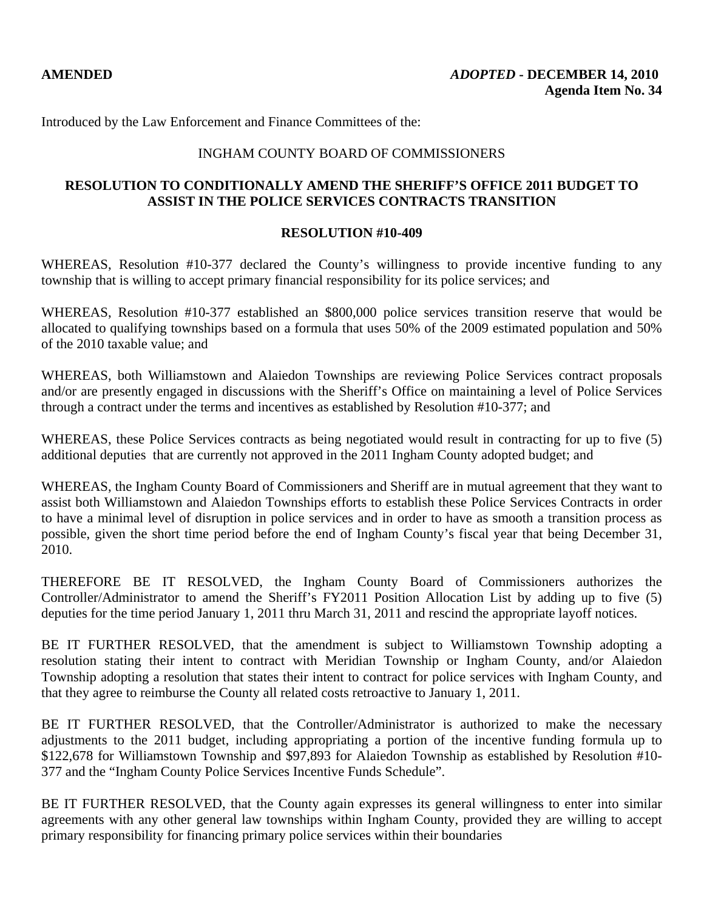**AMENDED** ***ADOPTED* - DECEMBER 14, 2010**
**Agenda Item No. 34**

Introduced by the Law Enforcement and Finance Committees of the:

INGHAM COUNTY BOARD OF COMMISSIONERS

**RESOLUTION TO CONDITIONALLY AMEND THE SHERIFF'S OFFICE 2011 BUDGET TO ASSIST IN THE POLICE SERVICES CONTRACTS TRANSITION**

**RESOLUTION #10-409**

WHEREAS, Resolution #10-377 declared the County's willingness to provide incentive funding to any township that is willing to accept primary financial responsibility for its police services; and

WHEREAS, Resolution #10-377 established an $800,000 police services transition reserve that would be allocated to qualifying townships based on a formula that uses 50% of the 2009 estimated population and 50% of the 2010 taxable value; and

WHEREAS, both Williamstown and Alaiedon Townships are reviewing Police Services contract proposals and/or are presently engaged in discussions with the Sheriff's Office on maintaining a level of Police Services through a contract under the terms and incentives as established by Resolution #10-377; and

WHEREAS, these Police Services contracts as being negotiated would result in contracting for up to five (5) additional deputies that are currently not approved in the 2011 Ingham County adopted budget; and

WHEREAS, the Ingham County Board of Commissioners and Sheriff are in mutual agreement that they want to assist both Williamstown and Alaiedon Townships efforts to establish these Police Services Contracts in order to have a minimal level of disruption in police services and in order to have as smooth a transition process as possible, given the short time period before the end of Ingham County's fiscal year that being December 31, 2010.

THEREFORE BE IT RESOLVED, the Ingham County Board of Commissioners authorizes the Controller/Administrator to amend the Sheriff's FY2011 Position Allocation List by adding up to five (5) deputies for the time period January 1, 2011 thru March 31, 2011 and rescind the appropriate layoff notices.

BE IT FURTHER RESOLVED, that the amendment is subject to Williamstown Township adopting a resolution stating their intent to contract with Meridian Township or Ingham County, and/or Alaiedon Township adopting a resolution that states their intent to contract for police services with Ingham County, and that they agree to reimburse the County all related costs retroactive to January 1, 2011.

BE IT FURTHER RESOLVED, that the Controller/Administrator is authorized to make the necessary adjustments to the 2011 budget, including appropriating a portion of the incentive funding formula up to $122,678 for Williamstown Township and $97,893 for Alaiedon Township as established by Resolution #10-377 and the "Ingham County Police Services Incentive Funds Schedule".

BE IT FURTHER RESOLVED, that the County again expresses its general willingness to enter into similar agreements with any other general law townships within Ingham County, provided they are willing to accept primary responsibility for financing primary police services within their boundaries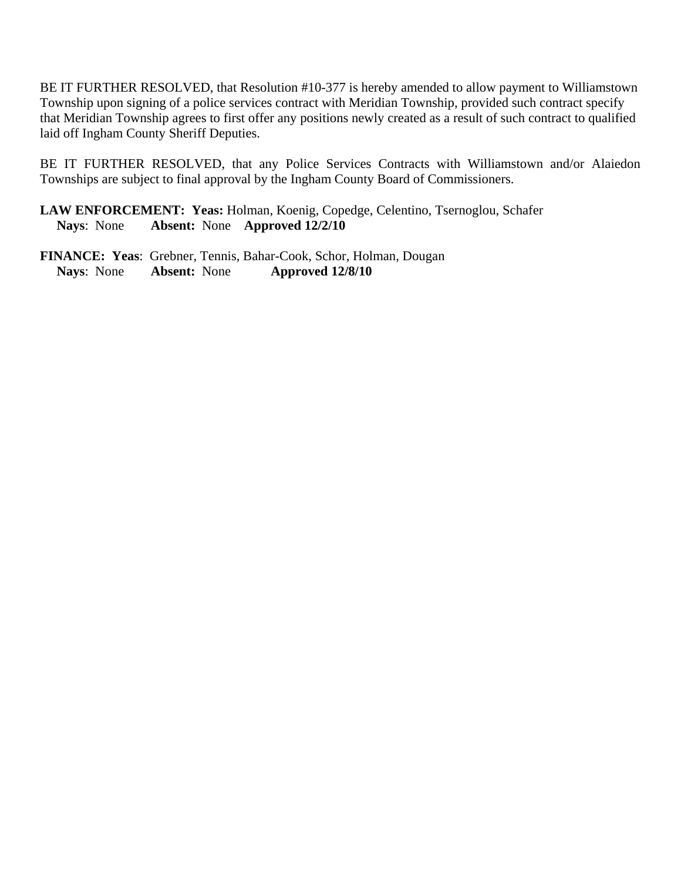BE IT FURTHER RESOLVED, that Resolution #10-377 is hereby amended to allow payment to Williamstown Township upon signing of a police services contract with Meridian Township, provided such contract specify that Meridian Township agrees to first offer any positions newly created as a result of such contract to qualified laid off Ingham County Sheriff Deputies.

BE IT FURTHER RESOLVED, that any Police Services Contracts with Williamstown and/or Alaiedon Townships are subject to final approval by the Ingham County Board of Commissioners.

**LAW ENFORCEMENT: Yeas:** Holman, Koenig, Copedge, Celentino, Tsernoglou, Schafer
**Nays**: None **Absent:** None **Approved 12/2/10**

**FINANCE: Yeas**: Grebner, Tennis, Bahar-Cook, Schor, Holman, Dougan
**Nays**: None **Absent:** None **Approved 12/8/10**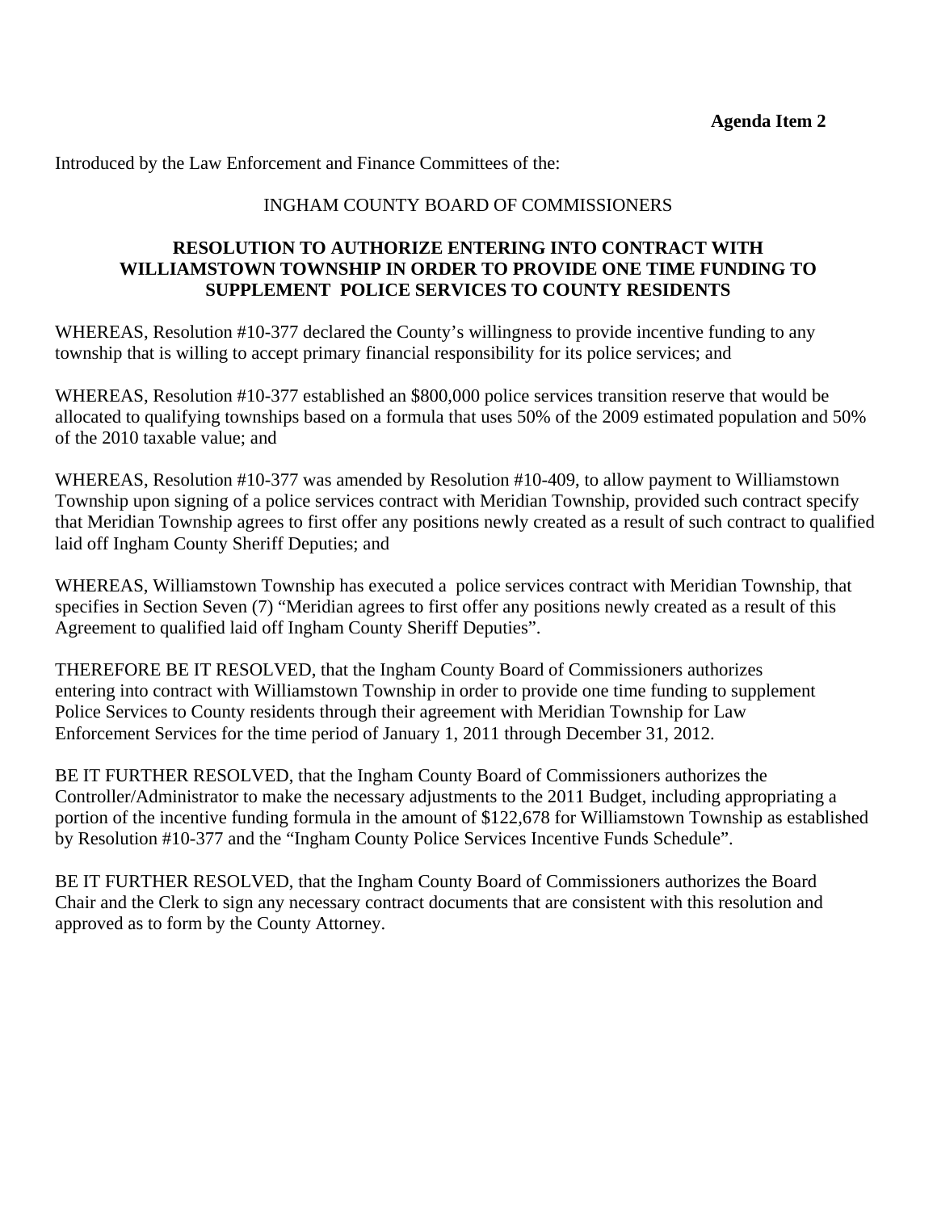**Agenda Item 2**

Introduced by the Law Enforcement and Finance Committees of the:

INGHAM COUNTY BOARD OF COMMISSIONERS

**RESOLUTION TO AUTHORIZE ENTERING INTO CONTRACT WITH WILLIAMSTOWN TOWNSHIP IN ORDER TO PROVIDE ONE TIME FUNDING TO SUPPLEMENT POLICE SERVICES TO COUNTY RESIDENTS**

WHEREAS, Resolution #10-377 declared the County's willingness to provide incentive funding to any township that is willing to accept primary financial responsibility for its police services; and

WHEREAS, Resolution #10-377 established an $800,000 police services transition reserve that would be allocated to qualifying townships based on a formula that uses 50% of the 2009 estimated population and 50% of the 2010 taxable value; and

WHEREAS, Resolution #10-377 was amended by Resolution #10-409, to allow payment to Williamstown Township upon signing of a police services contract with Meridian Township, provided such contract specify that Meridian Township agrees to first offer any positions newly created as a result of such contract to qualified laid off Ingham County Sheriff Deputies; and

WHEREAS, Williamstown Township has executed a police services contract with Meridian Township, that specifies in Section Seven (7) "Meridian agrees to first offer any positions newly created as a result of this Agreement to qualified laid off Ingham County Sheriff Deputies".

THEREFORE BE IT RESOLVED, that the Ingham County Board of Commissioners authorizes entering into contract with Williamstown Township in order to provide one time funding to supplement Police Services to County residents through their agreement with Meridian Township for Law Enforcement Services for the time period of January 1, 2011 through December 31, 2012.

BE IT FURTHER RESOLVED, that the Ingham County Board of Commissioners authorizes the Controller/Administrator to make the necessary adjustments to the 2011 Budget, including appropriating a portion of the incentive funding formula in the amount of $122,678 for Williamstown Township as established by Resolution #10-377 and the "Ingham County Police Services Incentive Funds Schedule".

BE IT FURTHER RESOLVED, that the Ingham County Board of Commissioners authorizes the Board Chair and the Clerk to sign any necessary contract documents that are consistent with this resolution and approved as to form by the County Attorney.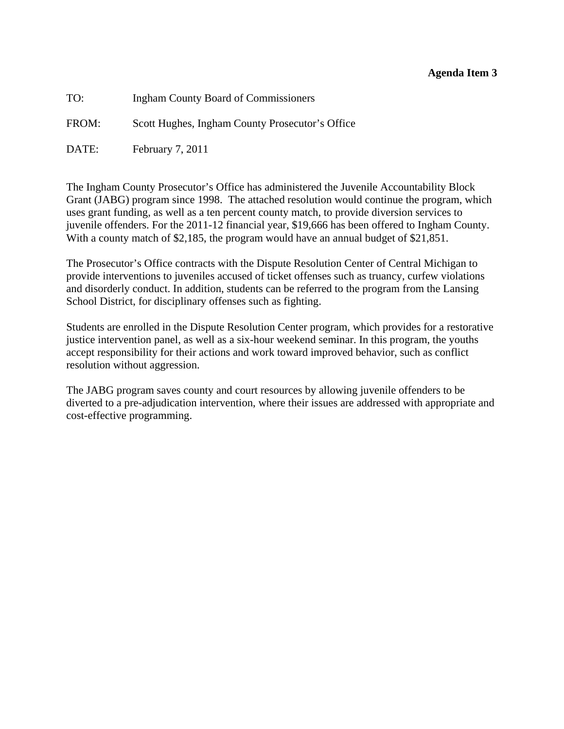**Agenda Item 3**

TO: Ingham County Board of Commissioners

FROM: Scott Hughes, Ingham County Prosecutor's Office

DATE: February 7, 2011

The Ingham County Prosecutor's Office has administered the Juvenile Accountability Block Grant (JABG) program since 1998. The attached resolution would continue the program, which uses grant funding, as well as a ten percent county match, to provide diversion services to juvenile offenders. For the 2011-12 financial year, $19,666 has been offered to Ingham County. With a county match of $2,185, the program would have an annual budget of $21,851.

The Prosecutor's Office contracts with the Dispute Resolution Center of Central Michigan to provide interventions to juveniles accused of ticket offenses such as truancy, curfew violations and disorderly conduct. In addition, students can be referred to the program from the Lansing School District, for disciplinary offenses such as fighting.

Students are enrolled in the Dispute Resolution Center program, which provides for a restorative justice intervention panel, as well as a six-hour weekend seminar. In this program, the youths accept responsibility for their actions and work toward improved behavior, such as conflict resolution without aggression.

The JABG program saves county and court resources by allowing juvenile offenders to be diverted to a pre-adjudication intervention, where their issues are addressed with appropriate and cost-effective programming.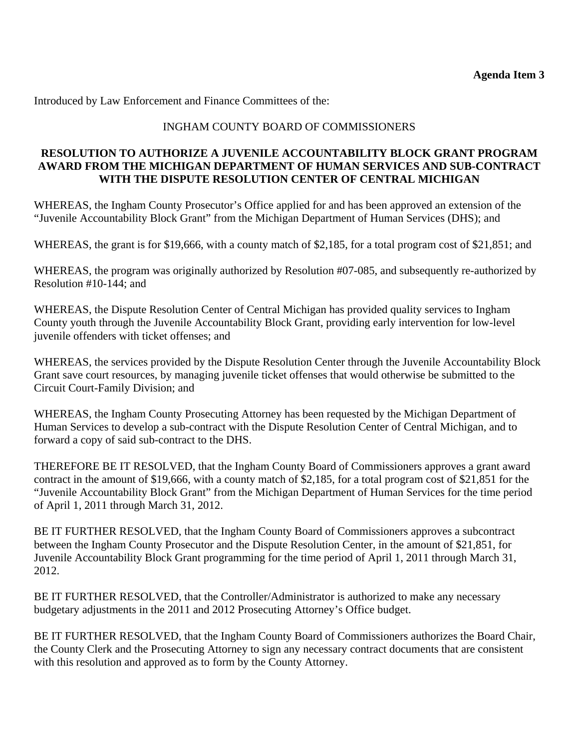**Agenda Item 3**

Introduced by Law Enforcement and Finance Committees of the:

INGHAM COUNTY BOARD OF COMMISSIONERS

**RESOLUTION TO AUTHORIZE A JUVENILE ACCOUNTABILITY BLOCK GRANT PROGRAM AWARD FROM THE MICHIGAN DEPARTMENT OF HUMAN SERVICES AND SUB-CONTRACT WITH THE DISPUTE RESOLUTION CENTER OF CENTRAL MICHIGAN**

WHEREAS, the Ingham County Prosecutor's Office applied for and has been approved an extension of the "Juvenile Accountability Block Grant" from the Michigan Department of Human Services (DHS); and

WHEREAS, the grant is for $19,666, with a county match of $2,185, for a total program cost of $21,851; and

WHEREAS, the program was originally authorized by Resolution #07-085, and subsequently re-authorized by Resolution #10-144; and

WHEREAS, the Dispute Resolution Center of Central Michigan has provided quality services to Ingham County youth through the Juvenile Accountability Block Grant, providing early intervention for low-level juvenile offenders with ticket offenses; and

WHEREAS, the services provided by the Dispute Resolution Center through the Juvenile Accountability Block Grant save court resources, by managing juvenile ticket offenses that would otherwise be submitted to the Circuit Court-Family Division; and

WHEREAS, the Ingham County Prosecuting Attorney has been requested by the Michigan Department of Human Services to develop a sub-contract with the Dispute Resolution Center of Central Michigan, and to forward a copy of said sub-contract to the DHS.

THEREFORE BE IT RESOLVED, that the Ingham County Board of Commissioners approves a grant award contract in the amount of $19,666, with a county match of $2,185, for a total program cost of $21,851 for the "Juvenile Accountability Block Grant" from the Michigan Department of Human Services for the time period of April 1, 2011 through March 31, 2012.

BE IT FURTHER RESOLVED, that the Ingham County Board of Commissioners approves a subcontract between the Ingham County Prosecutor and the Dispute Resolution Center, in the amount of $21,851, for Juvenile Accountability Block Grant programming for the time period of April 1, 2011 through March 31, 2012.

BE IT FURTHER RESOLVED, that the Controller/Administrator is authorized to make any necessary budgetary adjustments in the 2011 and 2012 Prosecuting Attorney's Office budget.

BE IT FURTHER RESOLVED, that the Ingham County Board of Commissioners authorizes the Board Chair, the County Clerk and the Prosecuting Attorney to sign any necessary contract documents that are consistent with this resolution and approved as to form by the County Attorney.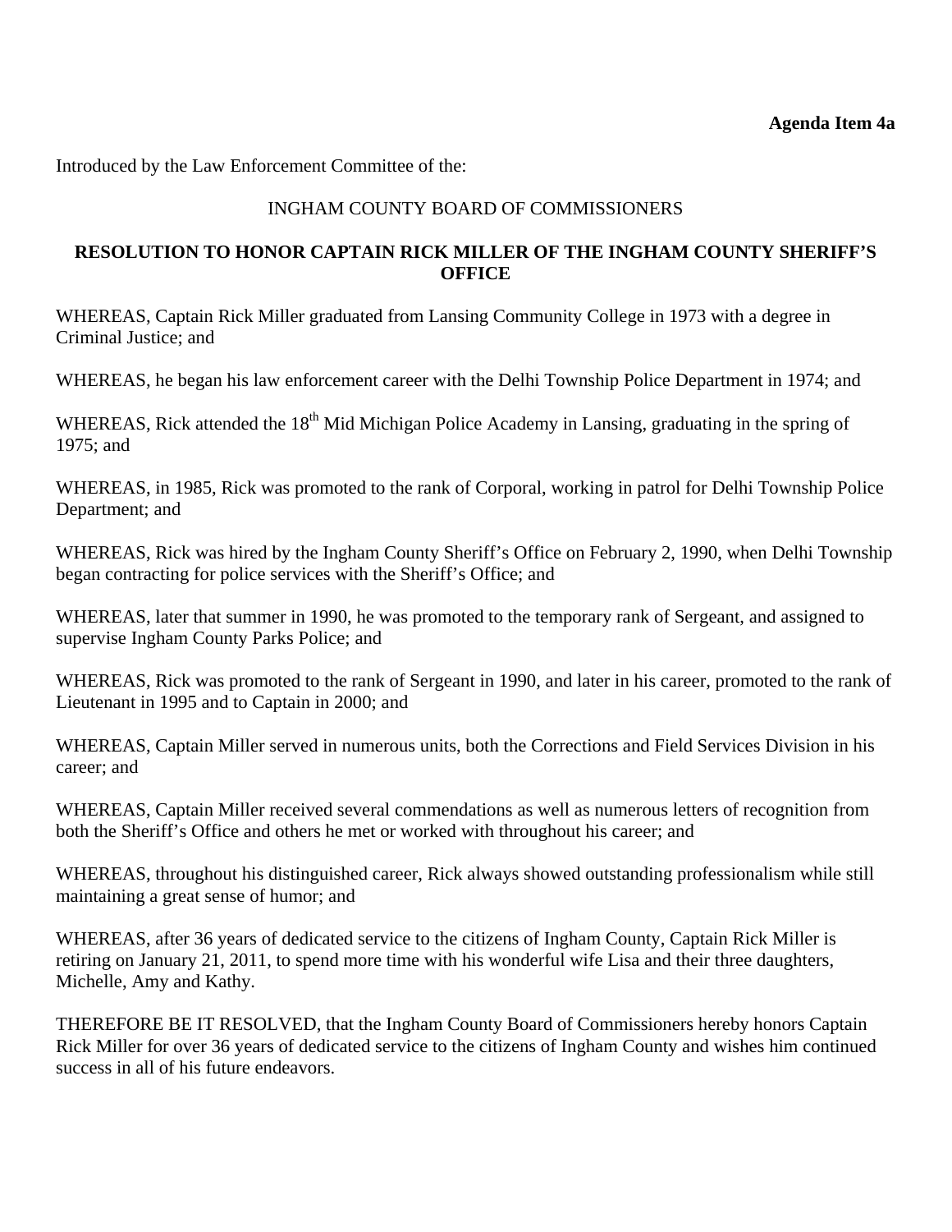**Agenda Item 4a**

Introduced by the Law Enforcement Committee of the:

INGHAM COUNTY BOARD OF COMMISSIONERS

**RESOLUTION TO HONOR CAPTAIN RICK MILLER OF THE INGHAM COUNTY SHERIFF'S OFFICE**

WHEREAS, Captain Rick Miller graduated from Lansing Community College in 1973 with a degree in Criminal Justice; and

WHEREAS, he began his law enforcement career with the Delhi Township Police Department in 1974; and

WHEREAS, Rick attended the 18th Mid Michigan Police Academy in Lansing, graduating in the spring of 1975; and

WHEREAS, in 1985, Rick was promoted to the rank of Corporal, working in patrol for Delhi Township Police Department; and

WHEREAS, Rick was hired by the Ingham County Sheriff's Office on February 2, 1990, when Delhi Township began contracting for police services with the Sheriff's Office; and

WHEREAS, later that summer in 1990, he was promoted to the temporary rank of Sergeant, and assigned to supervise Ingham County Parks Police; and

WHEREAS, Rick was promoted to the rank of Sergeant in 1990, and later in his career, promoted to the rank of Lieutenant in 1995 and to Captain in 2000; and

WHEREAS, Captain Miller served in numerous units, both the Corrections and Field Services Division in his career; and

WHEREAS, Captain Miller received several commendations as well as numerous letters of recognition from both the Sheriff's Office and others he met or worked with throughout his career; and

WHEREAS, throughout his distinguished career, Rick always showed outstanding professionalism while still maintaining a great sense of humor; and

WHEREAS, after 36 years of dedicated service to the citizens of Ingham County, Captain Rick Miller is retiring on January 21, 2011, to spend more time with his wonderful wife Lisa and their three daughters, Michelle, Amy and Kathy.

THEREFORE BE IT RESOLVED, that the Ingham County Board of Commissioners hereby honors Captain Rick Miller for over 36 years of dedicated service to the citizens of Ingham County and wishes him continued success in all of his future endeavors.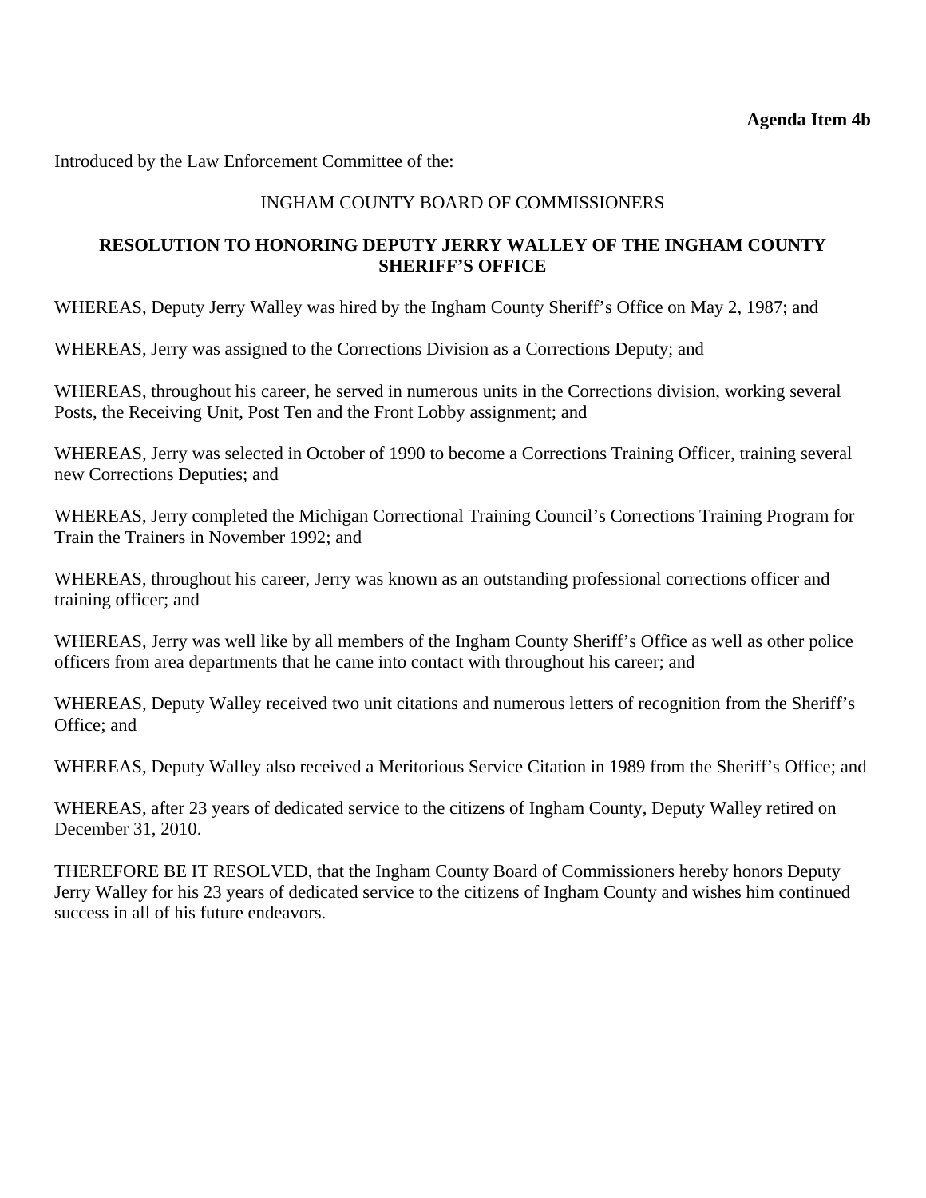**Agenda Item 4b**

Introduced by the Law Enforcement Committee of the:

INGHAM COUNTY BOARD OF COMMISSIONERS

**RESOLUTION TO HONORING DEPUTY JERRY WALLEY OF THE INGHAM COUNTY SHERIFF'S OFFICE**

WHEREAS, Deputy Jerry Walley was hired by the Ingham County Sheriff's Office on May 2, 1987; and

WHEREAS, Jerry was assigned to the Corrections Division as a Corrections Deputy; and

WHEREAS, throughout his career, he served in numerous units in the Corrections division, working several Posts, the Receiving Unit, Post Ten and the Front Lobby assignment; and

WHEREAS, Jerry was selected in October of 1990 to become a Corrections Training Officer, training several new Corrections Deputies; and

WHEREAS, Jerry completed the Michigan Correctional Training Council's Corrections Training Program for Train the Trainers in November 1992; and

WHEREAS, throughout his career, Jerry was known as an outstanding professional corrections officer and training officer; and

WHEREAS, Jerry was well like by all members of the Ingham County Sheriff's Office as well as other police officers from area departments that he came into contact with throughout his career; and

WHEREAS, Deputy Walley received two unit citations and numerous letters of recognition from the Sheriff's Office; and

WHEREAS, Deputy Walley also received a Meritorious Service Citation in 1989 from the Sheriff's Office; and

WHEREAS, after 23 years of dedicated service to the citizens of Ingham County, Deputy Walley retired on December 31, 2010.

THEREFORE BE IT RESOLVED, that the Ingham County Board of Commissioners hereby honors Deputy Jerry Walley for his 23 years of dedicated service to the citizens of Ingham County and wishes him continued success in all of his future endeavors.